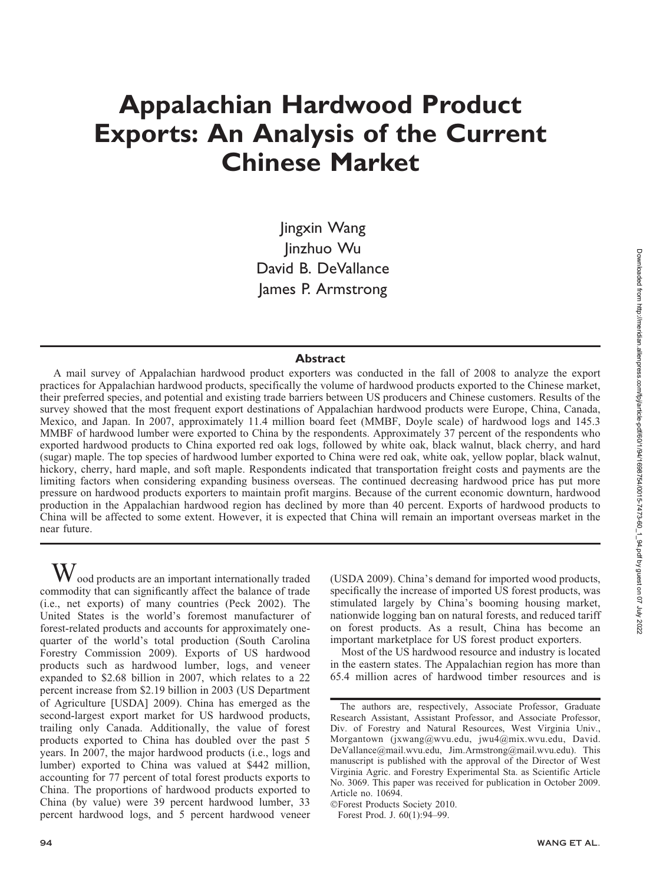# Appalachian Hardwood Product Exports: An Analysis of the Current Chinese Market

Jingxin Wang
Jinzhuo Wu
David B. DeVallance
James P. Armstrong

## Abstract

A mail survey of Appalachian hardwood product exporters was conducted in the fall of 2008 to analyze the export practices for Appalachian hardwood products, specifically the volume of hardwood products exported to the Chinese market, their preferred species, and potential and existing trade barriers between US producers and Chinese customers. Results of the survey showed that the most frequent export destinations of Appalachian hardwood products were Europe, China, Canada, Mexico, and Japan. In 2007, approximately 11.4 million board feet (MMBF, Doyle scale) of hardwood logs and 145.3 MMBF of hardwood lumber were exported to China by the respondents. Approximately 37 percent of the respondents who exported hardwood products to China exported red oak logs, followed by white oak, black walnut, black cherry, and hard (sugar) maple. The top species of hardwood lumber exported to China were red oak, white oak, yellow poplar, black walnut, hickory, cherry, hard maple, and soft maple. Respondents indicated that transportation freight costs and payments are the limiting factors when considering expanding business overseas. The continued decreasing hardwood price has put more pressure on hardwood products exporters to maintain profit margins. Because of the current economic downturn, hardwood production in the Appalachian hardwood region has declined by more than 40 percent. Exports of hardwood products to China will be affected to some extent. However, it is expected that China will remain an important overseas market in the near future.

Wood products are an important internationally traded commodity that can significantly affect the balance of trade (i.e., net exports) of many countries (Peck 2002). The United States is the world's foremost manufacturer of forest-related products and accounts for approximately one-quarter of the world's total production (South Carolina Forestry Commission 2009). Exports of US hardwood products such as hardwood lumber, logs, and veneer expanded to $2.68 billion in 2007, which relates to a 22 percent increase from $2.19 billion in 2003 (US Department of Agriculture [USDA] 2009). China has emerged as the second-largest export market for US hardwood products, trailing only Canada. Additionally, the value of forest products exported to China has doubled over the past 5 years. In 2007, the major hardwood products (i.e., logs and lumber) exported to China was valued at $442 million, accounting for 77 percent of total forest products exports to China. The proportions of hardwood products exported to China (by value) were 39 percent hardwood lumber, 33 percent hardwood logs, and 5 percent hardwood veneer (USDA 2009). China's demand for imported wood products, specifically the increase of imported US forest products, was stimulated largely by China's booming housing market, nationwide logging ban on natural forests, and reduced tariff on forest products. As a result, China has become an important marketplace for US forest product exporters.

Most of the US hardwood resource and industry is located in the eastern states. The Appalachian region has more than 65.4 million acres of hardwood timber resources and is

The authors are, respectively, Associate Professor, Graduate Research Assistant, Assistant Professor, and Associate Professor, Div. of Forestry and Natural Resources, West Virginia Univ., Morgantown (jxwang@wvu.edu, jwu4@mix.wvu.edu, David.DeVallance@mail.wvu.edu, Jim.Armstrong@mail.wvu.edu). This manuscript is published with the approval of the Director of West Virginia Agric. and Forestry Experimental Sta. as Scientific Article No. 3069. This paper was received for publication in October 2009. Article no. 10694.

©Forest Products Society 2010.
Forest Prod. J. 60(1):94–99.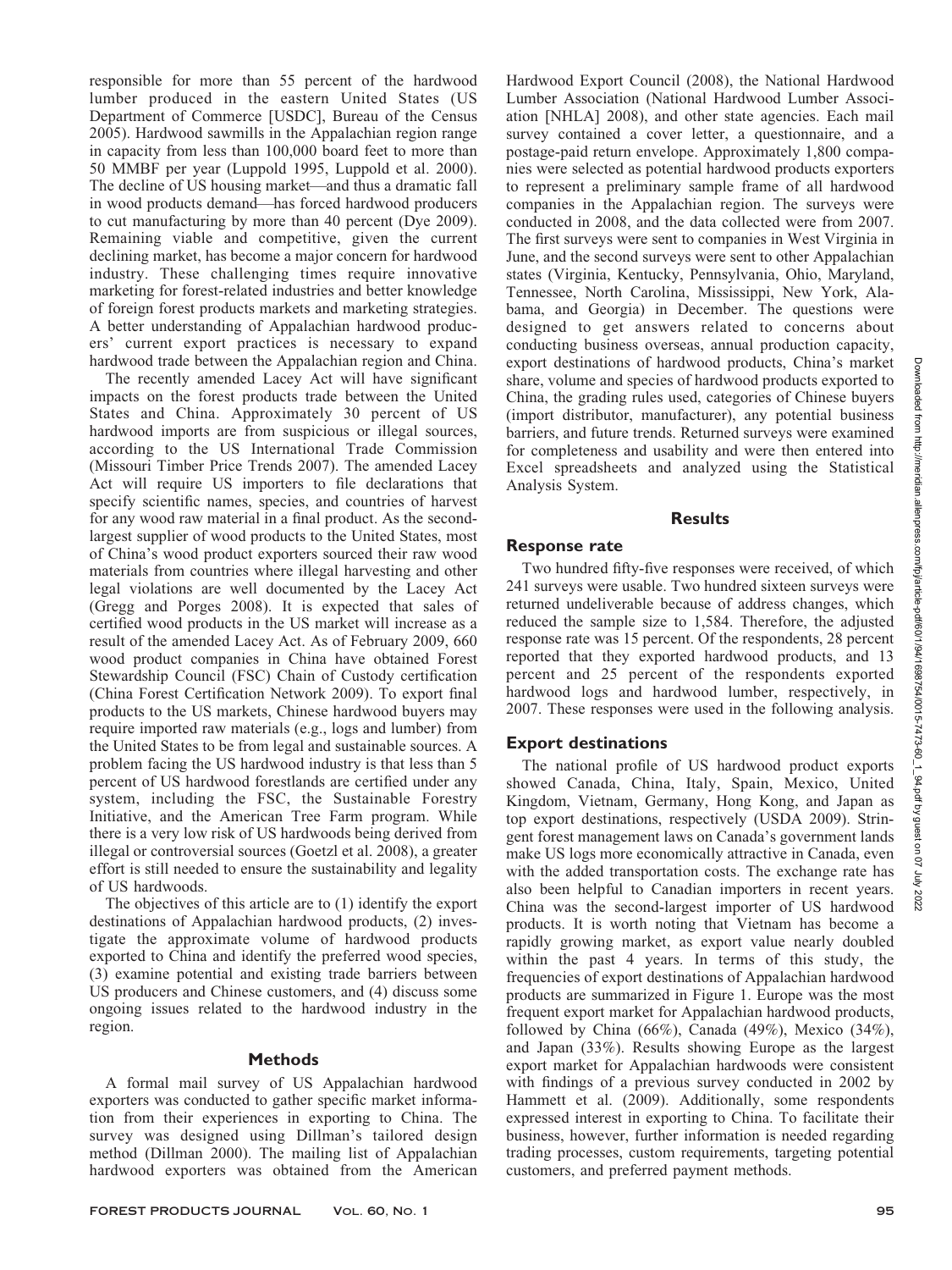responsible for more than 55 percent of the hardwood lumber produced in the eastern United States (US Department of Commerce [USDC], Bureau of the Census 2005). Hardwood sawmills in the Appalachian region range in capacity from less than 100,000 board feet to more than 50 MMBF per year (Luppold 1995, Luppold et al. 2000). The decline of US housing market—and thus a dramatic fall in wood products demand—has forced hardwood producers to cut manufacturing by more than 40 percent (Dye 2009). Remaining viable and competitive, given the current declining market, has become a major concern for hardwood industry. These challenging times require innovative marketing for forest-related industries and better knowledge of foreign forest products markets and marketing strategies. A better understanding of Appalachian hardwood producers' current export practices is necessary to expand hardwood trade between the Appalachian region and China.

The recently amended Lacey Act will have significant impacts on the forest products trade between the United States and China. Approximately 30 percent of US hardwood imports are from suspicious or illegal sources, according to the US International Trade Commission (Missouri Timber Price Trends 2007). The amended Lacey Act will require US importers to file declarations that specify scientific names, species, and countries of harvest for any wood raw material in a final product. As the second-largest supplier of wood products to the United States, most of China's wood product exporters sourced their raw wood materials from countries where illegal harvesting and other legal violations are well documented by the Lacey Act (Gregg and Porges 2008). It is expected that sales of certified wood products in the US market will increase as a result of the amended Lacey Act. As of February 2009, 660 wood product companies in China have obtained Forest Stewardship Council (FSC) Chain of Custody certification (China Forest Certification Network 2009). To export final products to the US markets, Chinese hardwood buyers may require imported raw materials (e.g., logs and lumber) from the United States to be from legal and sustainable sources. A problem facing the US hardwood industry is that less than 5 percent of US hardwood forestlands are certified under any system, including the FSC, the Sustainable Forestry Initiative, and the American Tree Farm program. While there is a very low risk of US hardwoods being derived from illegal or controversial sources (Goetzl et al. 2008), a greater effort is still needed to ensure the sustainability and legality of US hardwoods.

The objectives of this article are to (1) identify the export destinations of Appalachian hardwood products, (2) investigate the approximate volume of hardwood products exported to China and identify the preferred wood species, (3) examine potential and existing trade barriers between US producers and Chinese customers, and (4) discuss some ongoing issues related to the hardwood industry in the region.

## Methods

A formal mail survey of US Appalachian hardwood exporters was conducted to gather specific market information from their experiences in exporting to China. The survey was designed using Dillman's tailored design method (Dillman 2000). The mailing list of Appalachian hardwood exporters was obtained from the American Hardwood Export Council (2008), the National Hardwood Lumber Association (National Hardwood Lumber Association [NHLA] 2008), and other state agencies. Each mail survey contained a cover letter, a questionnaire, and a postage-paid return envelope. Approximately 1,800 companies were selected as potential hardwood products exporters to represent a preliminary sample frame of all hardwood companies in the Appalachian region. The surveys were conducted in 2008, and the data collected were from 2007. The first surveys were sent to companies in West Virginia in June, and the second surveys were sent to other Appalachian states (Virginia, Kentucky, Pennsylvania, Ohio, Maryland, Tennessee, North Carolina, Mississippi, New York, Alabama, and Georgia) in December. The questions were designed to get answers related to concerns about conducting business overseas, annual production capacity, export destinations of hardwood products, China's market share, volume and species of hardwood products exported to China, the grading rules used, categories of Chinese buyers (import distributor, manufacturer), any potential business barriers, and future trends. Returned surveys were examined for completeness and usability and were then entered into Excel spreadsheets and analyzed using the Statistical Analysis System.

## Results

### Response rate

Two hundred fifty-five responses were received, of which 241 surveys were usable. Two hundred sixteen surveys were returned undeliverable because of address changes, which reduced the sample size to 1,584. Therefore, the adjusted response rate was 15 percent. Of the respondents, 28 percent reported that they exported hardwood products, and 13 percent and 25 percent of the respondents exported hardwood logs and hardwood lumber, respectively, in 2007. These responses were used in the following analysis.

### Export destinations

The national profile of US hardwood product exports showed Canada, China, Italy, Spain, Mexico, United Kingdom, Vietnam, Germany, Hong Kong, and Japan as top export destinations, respectively (USDA 2009). Stringent forest management laws on Canada's government lands make US logs more economically attractive in Canada, even with the added transportation costs. The exchange rate has also been helpful to Canadian importers in recent years. China was the second-largest importer of US hardwood products. It is worth noting that Vietnam has become a rapidly growing market, as export value nearly doubled within the past 4 years. In terms of this study, the frequencies of export destinations of Appalachian hardwood products are summarized in Figure 1. Europe was the most frequent export market for Appalachian hardwood products, followed by China (66%), Canada (49%), Mexico (34%), and Japan (33%). Results showing Europe as the largest export market for Appalachian hardwoods were consistent with findings of a previous survey conducted in 2002 by Hammett et al. (2009). Additionally, some respondents expressed interest in exporting to China. To facilitate their business, however, further information is needed regarding trading processes, custom requirements, targeting potential customers, and preferred payment methods.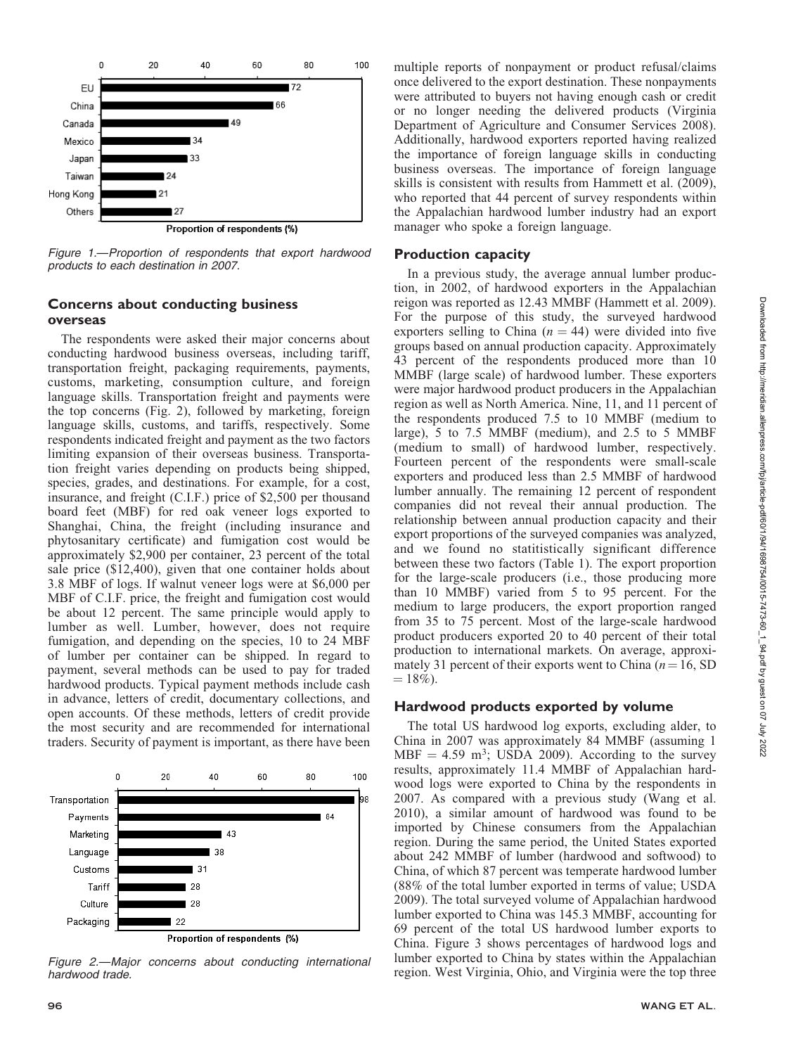Figure 1.—Proportion of respondents that export hardwood products to each destination in 2007.

## Concerns about conducting business overseas

The respondents were asked their major concerns about conducting hardwood business overseas, including tariff, transportation freight, packaging requirements, payments, customs, marketing, consumption culture, and foreign language skills. Transportation freight and payments were the top concerns (Fig. 2), followed by marketing, foreign language skills, customs, and tariffs, respectively. Some respondents indicated freight and payment as the two factors limiting expansion of their overseas business. Transportation freight varies depending on products being shipped, species, grades, and destinations. For example, for a cost, insurance, and freight (C.I.F.) price of \$2,500 per thousand board feet (MBF) for red oak veneer logs exported to Shanghai, China, the freight (including insurance and phytosanitary certificate) and fumigation cost would be approximately \$2,900 per container, 23 percent of the total sale price (\$12,400), given that one container holds about 3.8 MBF of logs. If walnut veneer logs were at \$6,000 per MBF of C.I.F. price, the freight and fumigation cost would be about 12 percent. The same principle would apply to lumber as well. Lumber, however, does not require fumigation, and depending on the species, 10 to 24 MBF of lumber per container can be shipped. In regard to payment, several methods can be used to pay for traded hardwood products. Typical payment methods include cash in advance, letters of credit, documentary collections, and open accounts. Of these methods, letters of credit provide the most security and are recommended for international traders. Security of payment is important, as there have been multiple reports of nonpayment or product refusal/claims once delivered to the export destination. These nonpayments were attributed to buyers not having enough cash or credit or no longer needing the delivered products (Virginia Department of Agriculture and Consumer Services 2008). Additionally, hardwood exporters reported having realized the importance of foreign language skills in conducting business overseas. The importance of foreign language skills is consistent with results from Hammett et al. (2009), who reported that 44 percent of survey respondents within the Appalachian hardwood lumber industry had an export manager who spoke a foreign language.

Figure 2.—Major concerns about conducting international hardwood trade.

## Production capacity

In a previous study, the average annual lumber production, in 2002, of hardwood exporters in the Appalachian reigon was reported as 12.43 MMBF (Hammett et al. 2009). For the purpose of this study, the surveyed hardwood exporters selling to China ($n = 44$) were divided into five groups based on annual production capacity. Approximately 43 percent of the respondents produced more than 10 MMBF (large scale) of hardwood lumber. These exporters were major hardwood product producers in the Appalachian region as well as North America. Nine, 11, and 11 percent of the respondents produced 7.5 to 10 MMBF (medium to large), 5 to 7.5 MMBF (medium), and 2.5 to 5 MMBF (medium to small) of hardwood lumber, respectively. Fourteen percent of the respondents were small-scale exporters and produced less than 2.5 MMBF of hardwood lumber annually. The remaining 12 percent of respondent companies did not reveal their annual production. The relationship between annual production capacity and their export proportions of the surveyed companies was analyzed, and we found no statitistically significant difference between these two factors (Table 1). The export proportion for the large-scale producers (i.e., those producing more than 10 MMBF) varied from 5 to 95 percent. For the medium to large producers, the export proportion ranged from 35 to 75 percent. Most of the large-scale hardwood product producers exported 20 to 40 percent of their total production to international markets. On average, approximately 31 percent of their exports went to China ($n = 16$, SD $= 18\%$).

## Hardwood products exported by volume

The total US hardwood log exports, excluding alder, to China in 2007 was approximately 84 MMBF (assuming 1 MBF $= 4.59$ $m^3$; USDA 2009). According to the survey results, approximately 11.4 MMBF of Appalachian hardwood logs were exported to China by the respondents in 2007. As compared with a previous study (Wang et al. 2010), a similar amount of hardwood was found to be imported by Chinese consumers from the Appalachian region. During the same period, the United States exported about 242 MMBF of lumber (hardwood and softwood) to China, of which 87 percent was temperate hardwood lumber (88% of the total lumber exported in terms of value; USDA 2009). The total surveyed volume of Appalachian hardwood lumber exported to China was 145.3 MMBF, accounting for 69 percent of the total US hardwood lumber exports to China. Figure 3 shows percentages of hardwood logs and lumber exported to China by states within the Appalachian region. West Virginia, Ohio, and Virginia were the top three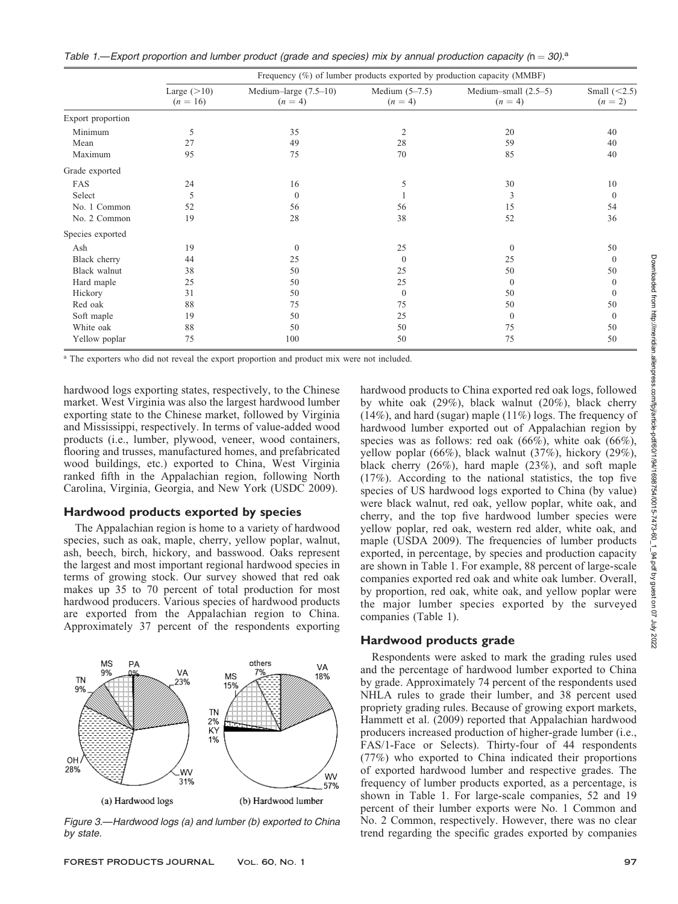Table 1.—Export proportion and lumber product (grade and species) mix by annual production capacity (n = 30).[a]

| | Frequency (%) of lumber products exported by production capacity (MMBF) | | | | |
|---|---|---|---|---|---|
| | Large (>10) (n = 16) | Medium–large (7.5–10) (n = 4) | Medium (5–7.5) (n = 4) | Medium–small (2.5–5) (n = 4) | Small (<2.5) (n = 2) |
| Export proportion | | | | | |
| Minimum | 5 | 35 | 2 | 20 | 40 |
| Mean | 27 | 49 | 28 | 59 | 40 |
| Maximum | 95 | 75 | 70 | 85 | 40 |
| Grade exported | | | | | |
| FAS | 24 | 16 | 5 | 30 | 10 |
| Select | 5 | 0 | 1 | 3 | 0 |
| No. 1 Common | 52 | 56 | 56 | 15 | 54 |
| No. 2 Common | 19 | 28 | 38 | 52 | 36 |
| Species exported | | | | | |
| Ash | 19 | 0 | 25 | 0 | 50 |
| Black cherry | 44 | 25 | 0 | 25 | 0 |
| Black walnut | 38 | 50 | 25 | 50 | 50 |
| Hard maple | 25 | 50 | 25 | 0 | 0 |
| Hickory | 31 | 50 | 0 | 50 | 0 |
| Red oak | 88 | 75 | 75 | 50 | 50 |
| Soft maple | 19 | 50 | 25 | 0 | 0 |
| White oak | 88 | 50 | 50 | 75 | 50 |
| Yellow poplar | 75 | 100 | 50 | 75 | 50 |

[a] The exporters who did not reveal the export proportion and product mix were not included.

hardwood logs exporting states, respectively, to the Chinese market. West Virginia was also the largest hardwood lumber exporting state to the Chinese market, followed by Virginia and Mississippi, respectively. In terms of value-added wood products (i.e., lumber, plywood, veneer, wood containers, flooring and trusses, manufactured homes, and prefabricated wood buildings, etc.) exported to China, West Virginia ranked fifth in the Appalachian region, following North Carolina, Virginia, Georgia, and New York (USDC 2009).

## Hardwood products exported by species

The Appalachian region is home to a variety of hardwood species, such as oak, maple, cherry, yellow poplar, walnut, ash, beech, birch, hickory, and basswood. Oaks represent the largest and most important regional hardwood species in terms of growing stock. Our survey showed that red oak makes up 35 to 70 percent of total production for most hardwood producers. Various species of hardwood products are exported from the Appalachian region to China. Approximately 37 percent of the respondents exporting hardwood products to China exported red oak logs, followed by white oak (29%), black walnut (20%), black cherry (14%), and hard (sugar) maple (11%) logs. The frequency of hardwood lumber exported out of Appalachian region by species was as follows: red oak (66%), white oak (66%), yellow poplar (66%), black walnut (37%), hickory (29%), black cherry (26%), hard maple (23%), and soft maple (17%). According to the national statistics, the top five species of US hardwood logs exported to China (by value) were black walnut, red oak, yellow poplar, white oak, and cherry, and the top five hardwood lumber species were yellow poplar, red oak, western red alder, white oak, and maple (USDA 2009). The frequencies of lumber products exported, in percentage, by species and production capacity are shown in Table 1. For example, 88 percent of large-scale companies exported red oak and white oak lumber. Overall, by proportion, red oak, white oak, and yellow poplar were the major lumber species exported by the surveyed companies (Table 1).

Figure 3.—Hardwood logs (a) and lumber (b) exported to China by state.

## Hardwood products grade

Respondents were asked to mark the grading rules used and the percentage of hardwood lumber exported to China by grade. Approximately 74 percent of the respondents used NHLA rules to grade their lumber, and 38 percent used propriety grading rules. Because of growing export markets, Hammett et al. (2009) reported that Appalachian hardwood producers increased production of higher-grade lumber (i.e., FAS/1-Face or Selects). Thirty-four of 44 respondents (77%) who exported to China indicated their proportions of exported hardwood lumber and respective grades. The frequency of lumber products exported, as a percentage, is shown in Table 1. For large-scale companies, 52 and 19 percent of their lumber exports were No. 1 Common and No. 2 Common, respectively. However, there was no clear trend regarding the specific grades exported by companies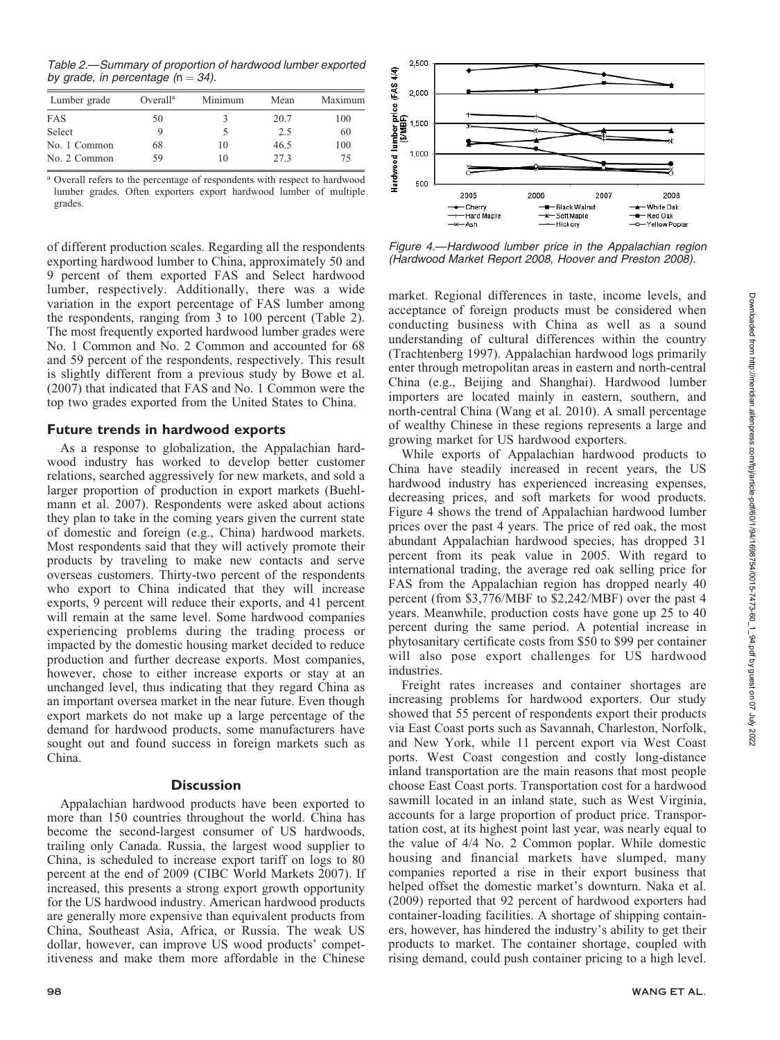Table 2.—Summary of proportion of hardwood lumber exported by grade, in percentage ($n = 34$).

| Lumber grade | Overall[a] | Minimum | Mean | Maximum |
|---|---|---|---|---|
| FAS | 50 | 3 | 20.7 | 100 |
| Select | 9 | 5 | 2.5 | 60 |
| No. 1 Common | 68 | 10 | 46.5 | 100 |
| No. 2 Common | 59 | 10 | 27.3 | 75 |

[a] Overall refers to the percentage of respondents with respect to hardwood lumber grades. Often exporters export hardwood lumber of multiple grades.

of different production scales. Regarding all the respondents exporting hardwood lumber to China, approximately 50 and 9 percent of them exported FAS and Select hardwood lumber, respectively. Additionally, there was a wide variation in the export percentage of FAS lumber among the respondents, ranging from 3 to 100 percent (Table 2). The most frequently exported hardwood lumber grades were No. 1 Common and No. 2 Common and accounted for 68 and 59 percent of the respondents, respectively. This result is slightly different from a previous study by Bowe et al. (2007) that indicated that FAS and No. 1 Common were the top two grades exported from the United States to China.

### Future trends in hardwood exports

As a response to globalization, the Appalachian hardwood industry has worked to develop better customer relations, searched aggressively for new markets, and sold a larger proportion of production in export markets (Buehlmann et al. 2007). Respondents were asked about actions they plan to take in the coming years given the current state of domestic and foreign (e.g., China) hardwood markets. Most respondents said that they will actively promote their products by traveling to make new contacts and serve overseas customers. Thirty-two percent of the respondents who export to China indicated that they will increase exports, 9 percent will reduce their exports, and 41 percent will remain at the same level. Some hardwood companies experiencing problems during the trading process or impacted by the domestic housing market decided to reduce production and further decrease exports. Most companies, however, chose to either increase exports or stay at an unchanged level, thus indicating that they regard China as an important oversea market in the near future. Even though export markets do not make up a large percentage of the demand for hardwood products, some manufacturers have sought out and found success in foreign markets such as China.

## Discussion

Appalachian hardwood products have been exported to more than 150 countries throughout the world. China has become the second-largest consumer of US hardwoods, trailing only Canada. Russia, the largest wood supplier to China, is scheduled to increase export tariff on logs to 80 percent at the end of 2009 (CIBC World Markets 2007). If increased, this presents a strong export growth opportunity for the US hardwood industry. American hardwood products are generally more expensive than equivalent products from China, Southeast Asia, Africa, or Russia. The weak US dollar, however, can improve US wood products' competitiveness and make them more affordable in the Chinese market. Regional differences in taste, income levels, and acceptance of foreign products must be considered when conducting business with China as well as a sound understanding of cultural differences within the country (Trachtenberg 1997). Appalachian hardwood logs primarily enter through metropolitan areas in eastern and north-central China (e.g., Beijing and Shanghai). Hardwood lumber importers are located mainly in eastern, southern, and north-central China (Wang et al. 2010). A small percentage of wealthy Chinese in these regions represents a large and growing market for US hardwood exporters.

Figure 4.—Hardwood lumber price in the Appalachian region (Hardwood Market Report 2008, Hoover and Preston 2008).

While exports of Appalachian hardwood products to China have steadily increased in recent years, the US hardwood industry has experienced increasing expenses, decreasing prices, and soft markets for wood products. Figure 4 shows the trend of Appalachian hardwood lumber prices over the past 4 years. The price of red oak, the most abundant Appalachian hardwood species, has dropped 31 percent from its peak value in 2005. With regard to international trading, the average red oak selling price for FAS from the Appalachian region has dropped nearly 40 percent (from \$3,776/MBF to \$2,242/MBF) over the past 4 years. Meanwhile, production costs have gone up 25 to 40 percent during the same period. A potential increase in phytosanitary certificate costs from \$50 to \$99 per container will also pose export challenges for US hardwood industries.

Freight rates increases and container shortages are increasing problems for hardwood exporters. Our study showed that 55 percent of respondents export their products via East Coast ports such as Savannah, Charleston, Norfolk, and New York, while 11 percent export via West Coast ports. West Coast congestion and costly long-distance inland transportation are the main reasons that most people choose East Coast ports. Transportation cost for a hardwood sawmill located in an inland state, such as West Virginia, accounts for a large proportion of product price. Transportation cost, at its highest point last year, was nearly equal to the value of 4/4 No. 2 Common poplar. While domestic housing and financial markets have slumped, many companies reported a rise in their export business that helped offset the domestic market's downturn. Naka et al. (2009) reported that 92 percent of hardwood exporters had container-loading facilities. A shortage of shipping containers, however, has hindered the industry's ability to get their products to market. The container shortage, coupled with rising demand, could push container pricing to a high level.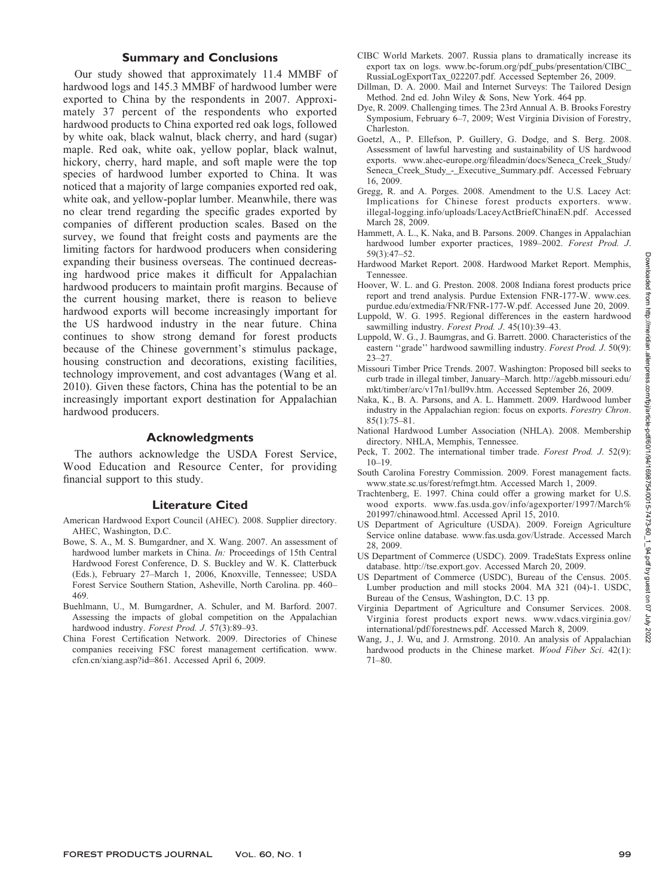## Summary and Conclusions

Our study showed that approximately 11.4 MMBF of hardwood logs and 145.3 MMBF of hardwood lumber were exported to China by the respondents in 2007. Approximately 37 percent of the respondents who exported hardwood products to China exported red oak logs, followed by white oak, black walnut, black cherry, and hard (sugar) maple. Red oak, white oak, yellow poplar, black walnut, hickory, cherry, hard maple, and soft maple were the top species of hardwood lumber exported to China. It was noticed that a majority of large companies exported red oak, white oak, and yellow-poplar lumber. Meanwhile, there was no clear trend regarding the specific grades exported by companies of different production scales. Based on the survey, we found that freight costs and payments are the limiting factors for hardwood producers when considering expanding their business overseas. The continued decreasing hardwood price makes it difficult for Appalachian hardwood producers to maintain profit margins. Because of the current housing market, there is reason to believe hardwood exports will become increasingly important for the US hardwood industry in the near future. China continues to show strong demand for forest products because of the Chinese government's stimulus package, housing construction and decorations, existing facilities, technology improvement, and cost advantages (Wang et al. 2010). Given these factors, China has the potential to be an increasingly important export destination for Appalachian hardwood producers.

## Acknowledgments

The authors acknowledge the USDA Forest Service, Wood Education and Resource Center, for providing financial support to this study.

## Literature Cited

American Hardwood Export Council (AHEC). 2008. Supplier directory. AHEC, Washington, D.C.

Bowe, S. A., M. S. Bumgardner, and X. Wang. 2007. An assessment of hardwood lumber markets in China. *In:* Proceedings of 15th Central Hardwood Forest Conference, D. S. Buckley and W. K. Clatterbuck (Eds.), February 27–March 1, 2006, Knoxville, Tennessee; USDA Forest Service Southern Station, Asheville, North Carolina. pp. 460–469.

Buehlmann, U., M. Bumgardner, A. Schuler, and M. Barford. 2007. Assessing the impacts of global competition on the Appalachian hardwood industry. *Forest Prod. J.* 57(3):89–93.

China Forest Certification Network. 2009. Directories of Chinese companies receiving FSC forest management certification. www.cfcn.cn/xiang.asp?id=861. Accessed April 6, 2009.

CIBC World Markets. 2007. Russia plans to dramatically increase its export tax on logs. www.bc-forum.org/pdf_pubs/presentation/CIBC_RussiaLogExportTax_022207.pdf. Accessed September 26, 2009.

Dillman, D. A. 2000. Mail and Internet Surveys: The Tailored Design Method. 2nd ed. John Wiley & Sons, New York. 464 pp.

Dye, R. 2009. Challenging times. The 23rd Annual A. B. Brooks Forestry Symposium, February 6–7, 2009; West Virginia Division of Forestry, Charleston.

Goetzl, A., P. Ellefson, P. Guillery, G. Dodge, and S. Berg. 2008. Assessment of lawful harvesting and sustainability of US hardwood exports. www.ahec-europe.org/fileadmin/docs/Seneca_Creek_Study/Seneca_Creek_Study_-_Executive_Summary.pdf. Accessed February 16, 2009.

Gregg, R. and A. Porges. 2008. Amendment to the U.S. Lacey Act: Implications for Chinese forest products exporters. www.illegal-logging.info/uploads/LaceyActBriefChinaEN.pdf. Accessed March 28, 2009.

Hammett, A. L., K. Naka, and B. Parsons. 2009. Changes in Appalachian hardwood lumber exporter practices, 1989–2002. *Forest Prod. J.* 59(3):47–52.

Hardwood Market Report. 2008. Hardwood Market Report. Memphis, Tennessee.

Hoover, W. L. and G. Preston. 2008. 2008 Indiana forest products price report and trend analysis. Purdue Extension FNR-177-W. www.ces.purdue.edu/extmedia/FNR/FNR-177-W.pdf. Accessed June 20, 2009.

Luppold, W. G. 1995. Regional differences in the eastern hardwood sawmilling industry. *Forest Prod. J.* 45(10):39–43.

Luppold, W. G., J. Baumgras, and G. Barrett. 2000. Characteristics of the eastern ''grade'' hardwood sawmilling industry. *Forest Prod. J.* 50(9): 23–27.

Missouri Timber Price Trends. 2007. Washington: Proposed bill seeks to curb trade in illegal timber, January–March. http://agebb.missouri.edu/mkt/timber/arc/v17n1/bull9v.htm. Accessed September 26, 2009.

Naka, K., B. A. Parsons, and A. L. Hammett. 2009. Hardwood lumber industry in the Appalachian region: focus on exports. *Forestry Chron.* 85(1):75–81.

National Hardwood Lumber Association (NHLA). 2008. Membership directory. NHLA, Memphis, Tennessee.

Peck, T. 2002. The international timber trade. *Forest Prod. J.* 52(9): 10–19.

South Carolina Forestry Commission. 2009. Forest management facts. www.state.sc.us/forest/refmgt.htm. Accessed March 1, 2009.

Trachtenberg, E. 1997. China could offer a growing market for U.S. wood exports. www.fas.usda.gov/info/agexporter/1997/March%201997/chinawood.html. Accessed April 15, 2010.

US Department of Agriculture (USDA). 2009. Foreign Agriculture Service online database. www.fas.usda.gov/Ustrade. Accessed March 28, 2009.

US Department of Commerce (USDC). 2009. TradeStats Express online database. http://tse.export.gov. Accessed March 20, 2009.

US Department of Commerce (USDC), Bureau of the Census. 2005. Lumber production and mill stocks 2004. MA 321 (04)-1. USDC, Bureau of the Census, Washington, D.C. 13 pp.

Virginia Department of Agriculture and Consumer Services. 2008. Virginia forest products export news. www.vdacs.virginia.gov/international/pdf/forestnews.pdf. Accessed March 8, 2009.

Wang, J., J. Wu, and J. Armstrong. 2010. An analysis of Appalachian hardwood products in the Chinese market. *Wood Fiber Sci.* 42(1): 71–80.